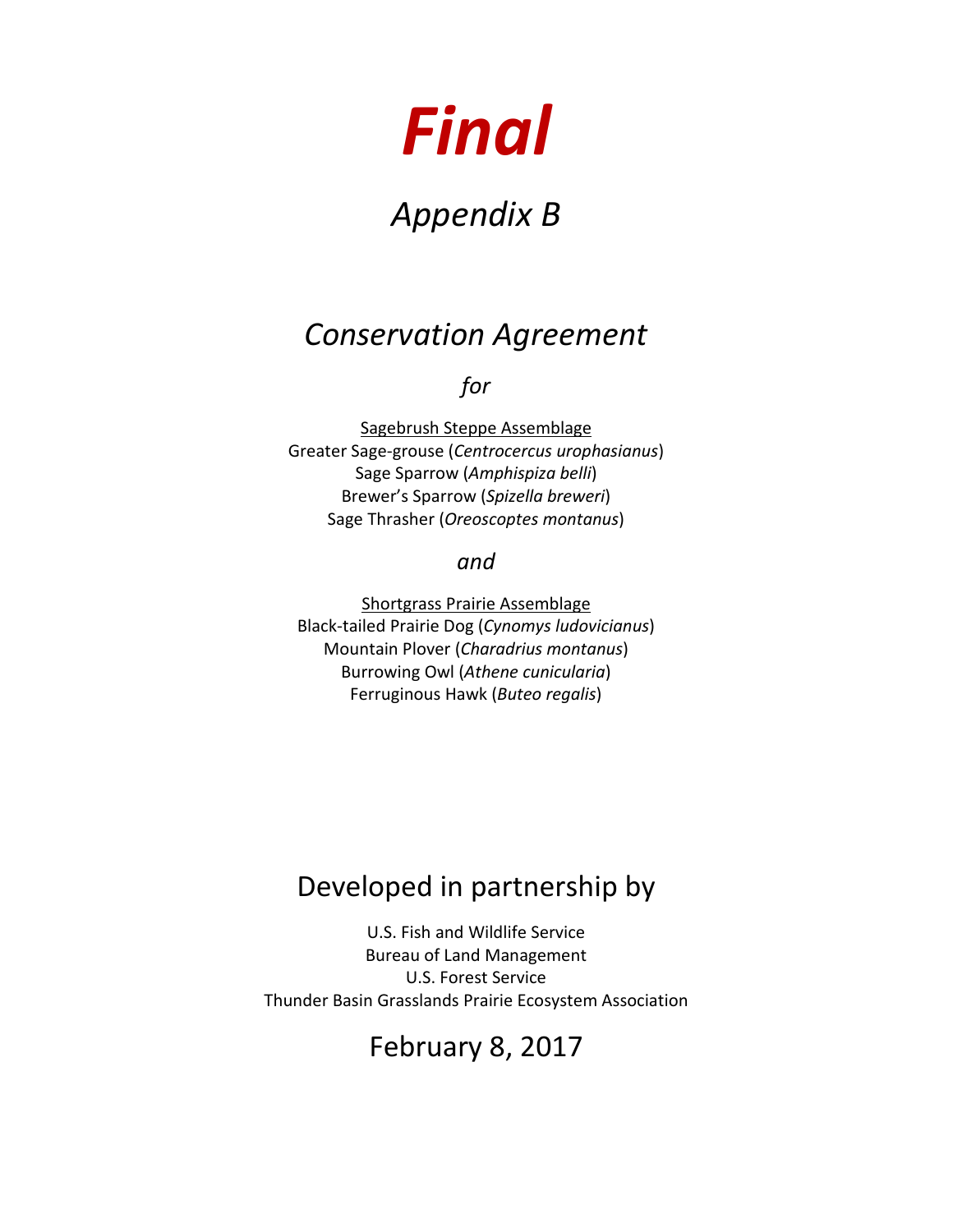# *Final*

## *Appendix B*

## *Conservation Agreement*

*for*

<u>Sagebrush Steppe Assemblage</u>
Greater Sage-grouse (*Centrocercus urophasianus*)
Sage Sparrow (*Amphispiza belli*)
Brewer's Sparrow (*Spizella breweri*)
Sage Thrasher (*Oreoscoptes montanus*)

*and*

<u>Shortgrass Prairie Assemblage</u>
Black-tailed Prairie Dog (*Cynomys ludovicianus*)
Mountain Plover (*Charadrius montanus*)
Burrowing Owl (*Athene cunicularia*)
Ferruginous Hawk (*Buteo regalis*)

## Developed in partnership by

U.S. Fish and Wildlife Service
Bureau of Land Management
U.S. Forest Service
Thunder Basin Grasslands Prairie Ecosystem Association

## February 8, 2017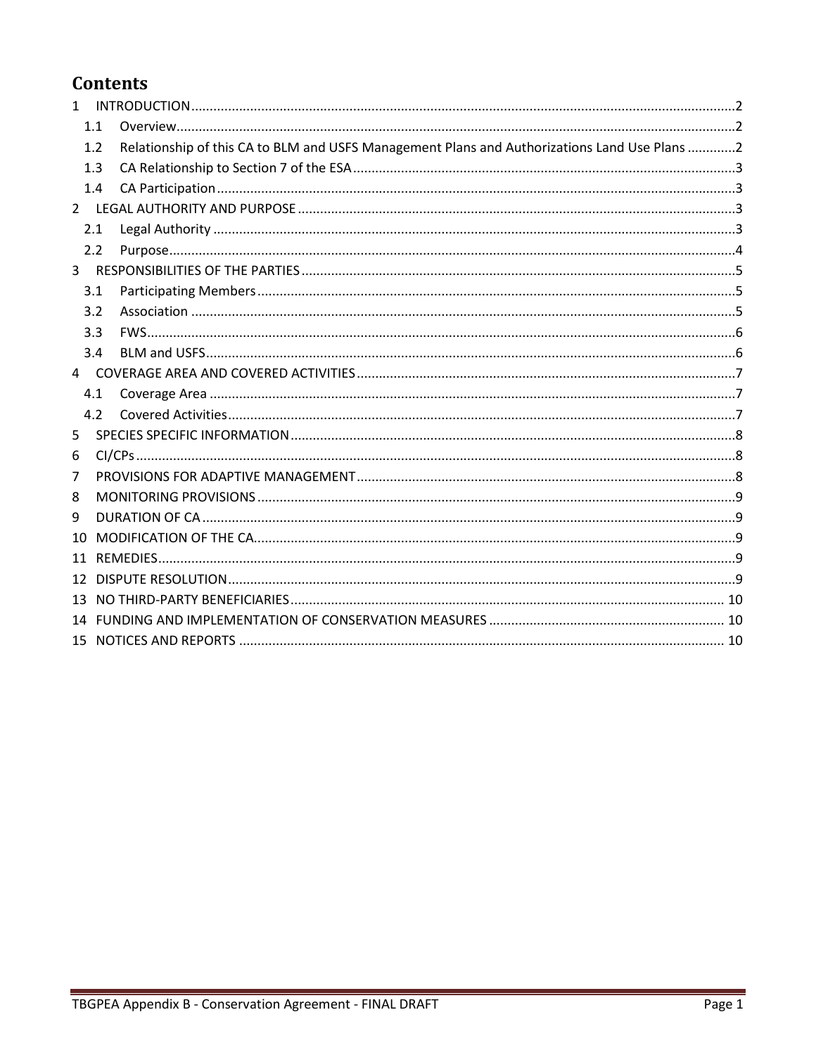# Contents

1 INTRODUCTION ..... 2
- 1.1 Overview ..... 2
- 1.2 Relationship of this CA to BLM and USFS Management Plans and Authorizations Land Use Plans ..... 2
- 1.3 CA Relationship to Section 7 of the ESA ..... 3
- 1.4 CA Participation ..... 3

2 LEGAL AUTHORITY AND PURPOSE ..... 3
- 2.1 Legal Authority ..... 3
- 2.2 Purpose ..... 4

3 RESPONSIBILITIES OF THE PARTIES ..... 5
- 3.1 Participating Members ..... 5
- 3.2 Association ..... 5
- 3.3 FWS ..... 6
- 3.4 BLM and USFS ..... 6

4 COVERAGE AREA AND COVERED ACTIVITIES ..... 7
- 4.1 Coverage Area ..... 7
- 4.2 Covered Activities ..... 7

5 SPECIES SPECIFIC INFORMATION ..... 8

6 CI/CPs ..... 8

7 PROVISIONS FOR ADAPTIVE MANAGEMENT ..... 8

8 MONITORING PROVISIONS ..... 9

9 DURATION OF CA ..... 9

10 MODIFICATION OF THE CA ..... 9

11 REMEDIES ..... 9

12 DISPUTE RESOLUTION ..... 9

13 NO THIRD-PARTY BENEFICIARIES ..... 10

14 FUNDING AND IMPLEMENTATION OF CONSERVATION MEASURES ..... 10

15 NOTICES AND REPORTS ..... 10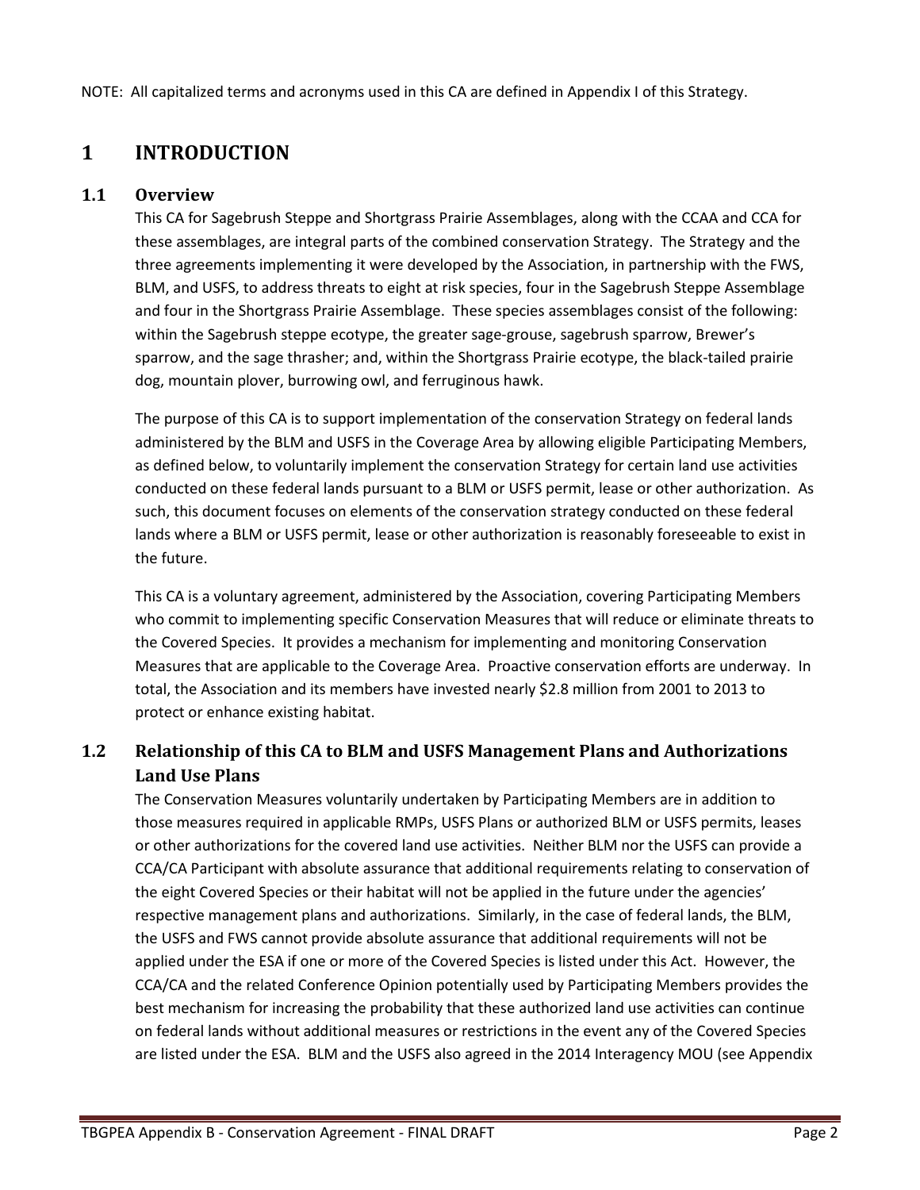NOTE: All capitalized terms and acronyms used in this CA are defined in Appendix I of this Strategy.

# 1 INTRODUCTION

## 1.1 Overview

This CA for Sagebrush Steppe and Shortgrass Prairie Assemblages, along with the CCAA and CCA for these assemblages, are integral parts of the combined conservation Strategy. The Strategy and the three agreements implementing it were developed by the Association, in partnership with the FWS, BLM, and USFS, to address threats to eight at risk species, four in the Sagebrush Steppe Assemblage and four in the Shortgrass Prairie Assemblage. These species assemblages consist of the following: within the Sagebrush steppe ecotype, the greater sage-grouse, sagebrush sparrow, Brewer's sparrow, and the sage thrasher; and, within the Shortgrass Prairie ecotype, the black-tailed prairie dog, mountain plover, burrowing owl, and ferruginous hawk.

The purpose of this CA is to support implementation of the conservation Strategy on federal lands administered by the BLM and USFS in the Coverage Area by allowing eligible Participating Members, as defined below, to voluntarily implement the conservation Strategy for certain land use activities conducted on these federal lands pursuant to a BLM or USFS permit, lease or other authorization. As such, this document focuses on elements of the conservation strategy conducted on these federal lands where a BLM or USFS permit, lease or other authorization is reasonably foreseeable to exist in the future.

This CA is a voluntary agreement, administered by the Association, covering Participating Members who commit to implementing specific Conservation Measures that will reduce or eliminate threats to the Covered Species. It provides a mechanism for implementing and monitoring Conservation Measures that are applicable to the Coverage Area. Proactive conservation efforts are underway. In total, the Association and its members have invested nearly $2.8 million from 2001 to 2013 to protect or enhance existing habitat.

## 1.2 Relationship of this CA to BLM and USFS Management Plans and Authorizations Land Use Plans

The Conservation Measures voluntarily undertaken by Participating Members are in addition to those measures required in applicable RMPs, USFS Plans or authorized BLM or USFS permits, leases or other authorizations for the covered land use activities. Neither BLM nor the USFS can provide a CCA/CA Participant with absolute assurance that additional requirements relating to conservation of the eight Covered Species or their habitat will not be applied in the future under the agencies' respective management plans and authorizations. Similarly, in the case of federal lands, the BLM, the USFS and FWS cannot provide absolute assurance that additional requirements will not be applied under the ESA if one or more of the Covered Species is listed under this Act. However, the CCA/CA and the related Conference Opinion potentially used by Participating Members provides the best mechanism for increasing the probability that these authorized land use activities can continue on federal lands without additional measures or restrictions in the event any of the Covered Species are listed under the ESA. BLM and the USFS also agreed in the 2014 Interagency MOU (see Appendix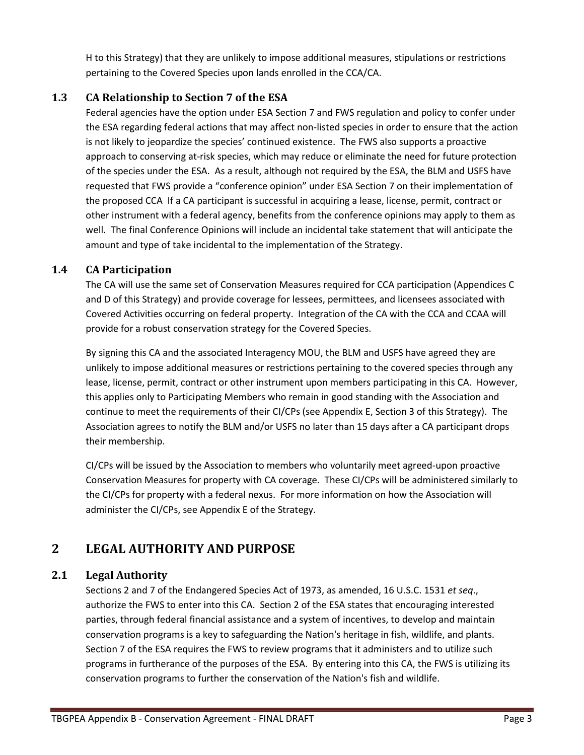H to this Strategy) that they are unlikely to impose additional measures, stipulations or restrictions pertaining to the Covered Species upon lands enrolled in the CCA/CA.

### 1.3 CA Relationship to Section 7 of the ESA

Federal agencies have the option under ESA Section 7 and FWS regulation and policy to confer under the ESA regarding federal actions that may affect non-listed species in order to ensure that the action is not likely to jeopardize the species' continued existence. The FWS also supports a proactive approach to conserving at-risk species, which may reduce or eliminate the need for future protection of the species under the ESA. As a result, although not required by the ESA, the BLM and USFS have requested that FWS provide a "conference opinion" under ESA Section 7 on their implementation of the proposed CCA If a CA participant is successful in acquiring a lease, license, permit, contract or other instrument with a federal agency, benefits from the conference opinions may apply to them as well. The final Conference Opinions will include an incidental take statement that will anticipate the amount and type of take incidental to the implementation of the Strategy.

### 1.4 CA Participation

The CA will use the same set of Conservation Measures required for CCA participation (Appendices C and D of this Strategy) and provide coverage for lessees, permittees, and licensees associated with Covered Activities occurring on federal property. Integration of the CA with the CCA and CCAA will provide for a robust conservation strategy for the Covered Species.

By signing this CA and the associated Interagency MOU, the BLM and USFS have agreed they are unlikely to impose additional measures or restrictions pertaining to the covered species through any lease, license, permit, contract or other instrument upon members participating in this CA. However, this applies only to Participating Members who remain in good standing with the Association and continue to meet the requirements of their CI/CPs (see Appendix E, Section 3 of this Strategy). The Association agrees to notify the BLM and/or USFS no later than 15 days after a CA participant drops their membership.

CI/CPs will be issued by the Association to members who voluntarily meet agreed-upon proactive Conservation Measures for property with CA coverage. These CI/CPs will be administered similarly to the CI/CPs for property with a federal nexus. For more information on how the Association will administer the CI/CPs, see Appendix E of the Strategy.

## 2 LEGAL AUTHORITY AND PURPOSE

### 2.1 Legal Authority

Sections 2 and 7 of the Endangered Species Act of 1973, as amended, 16 U.S.C. 1531 *et seq*., authorize the FWS to enter into this CA. Section 2 of the ESA states that encouraging interested parties, through federal financial assistance and a system of incentives, to develop and maintain conservation programs is a key to safeguarding the Nation's heritage in fish, wildlife, and plants. Section 7 of the ESA requires the FWS to review programs that it administers and to utilize such programs in furtherance of the purposes of the ESA. By entering into this CA, the FWS is utilizing its conservation programs to further the conservation of the Nation's fish and wildlife.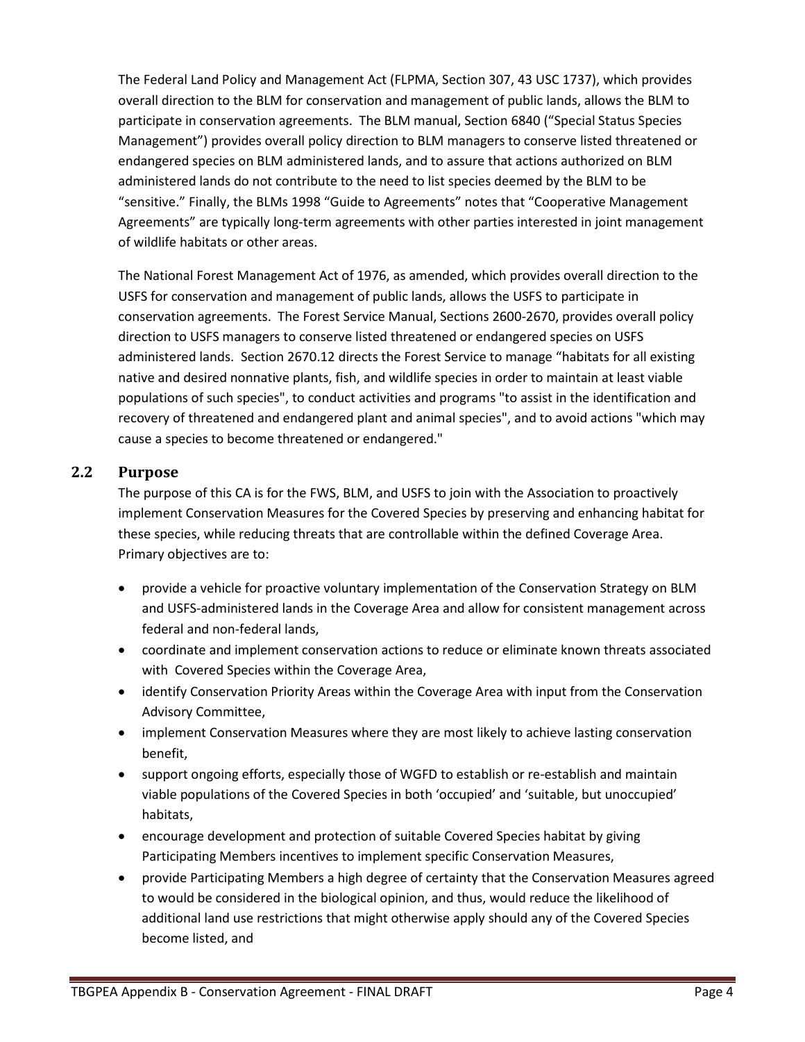The Federal Land Policy and Management Act (FLPMA, Section 307, 43 USC 1737), which provides overall direction to the BLM for conservation and management of public lands, allows the BLM to participate in conservation agreements. The BLM manual, Section 6840 ("Special Status Species Management") provides overall policy direction to BLM managers to conserve listed threatened or endangered species on BLM administered lands, and to assure that actions authorized on BLM administered lands do not contribute to the need to list species deemed by the BLM to be "sensitive." Finally, the BLMs 1998 "Guide to Agreements" notes that "Cooperative Management Agreements" are typically long-term agreements with other parties interested in joint management of wildlife habitats or other areas.

The National Forest Management Act of 1976, as amended, which provides overall direction to the USFS for conservation and management of public lands, allows the USFS to participate in conservation agreements. The Forest Service Manual, Sections 2600-2670, provides overall policy direction to USFS managers to conserve listed threatened or endangered species on USFS administered lands. Section 2670.12 directs the Forest Service to manage "habitats for all existing native and desired nonnative plants, fish, and wildlife species in order to maintain at least viable populations of such species", to conduct activities and programs "to assist in the identification and recovery of threatened and endangered plant and animal species", and to avoid actions "which may cause a species to become threatened or endangered."

## 2.2 Purpose

The purpose of this CA is for the FWS, BLM, and USFS to join with the Association to proactively implement Conservation Measures for the Covered Species by preserving and enhancing habitat for these species, while reducing threats that are controllable within the defined Coverage Area. Primary objectives are to:

- provide a vehicle for proactive voluntary implementation of the Conservation Strategy on BLM and USFS-administered lands in the Coverage Area and allow for consistent management across federal and non-federal lands,
- coordinate and implement conservation actions to reduce or eliminate known threats associated with Covered Species within the Coverage Area,
- identify Conservation Priority Areas within the Coverage Area with input from the Conservation Advisory Committee,
- implement Conservation Measures where they are most likely to achieve lasting conservation benefit,
- support ongoing efforts, especially those of WGFD to establish or re-establish and maintain viable populations of the Covered Species in both 'occupied' and 'suitable, but unoccupied' habitats,
- encourage development and protection of suitable Covered Species habitat by giving Participating Members incentives to implement specific Conservation Measures,
- provide Participating Members a high degree of certainty that the Conservation Measures agreed to would be considered in the biological opinion, and thus, would reduce the likelihood of additional land use restrictions that might otherwise apply should any of the Covered Species become listed, and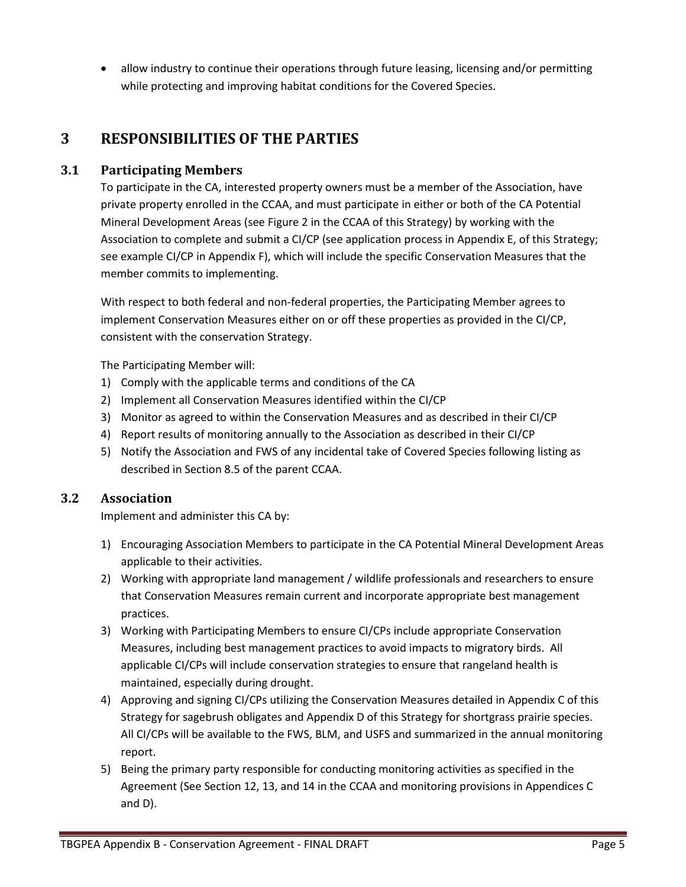- allow industry to continue their operations through future leasing, licensing and/or permitting while protecting and improving habitat conditions for the Covered Species.

# 3 RESPONSIBILITIES OF THE PARTIES

## 3.1 Participating Members

To participate in the CA, interested property owners must be a member of the Association, have private property enrolled in the CCAA, and must participate in either or both of the CA Potential Mineral Development Areas (see Figure 2 in the CCAA of this Strategy) by working with the Association to complete and submit a CI/CP (see application process in Appendix E, of this Strategy; see example CI/CP in Appendix F), which will include the specific Conservation Measures that the member commits to implementing.

With respect to both federal and non-federal properties, the Participating Member agrees to implement Conservation Measures either on or off these properties as provided in the CI/CP, consistent with the conservation Strategy.

The Participating Member will:

1) Comply with the applicable terms and conditions of the CA
2) Implement all Conservation Measures identified within the CI/CP
3) Monitor as agreed to within the Conservation Measures and as described in their CI/CP
4) Report results of monitoring annually to the Association as described in their CI/CP
5) Notify the Association and FWS of any incidental take of Covered Species following listing as described in Section 8.5 of the parent CCAA.

## 3.2 Association

Implement and administer this CA by:

1) Encouraging Association Members to participate in the CA Potential Mineral Development Areas applicable to their activities.
2) Working with appropriate land management / wildlife professionals and researchers to ensure that Conservation Measures remain current and incorporate appropriate best management practices.
3) Working with Participating Members to ensure CI/CPs include appropriate Conservation Measures, including best management practices to avoid impacts to migratory birds. All applicable CI/CPs will include conservation strategies to ensure that rangeland health is maintained, especially during drought.
4) Approving and signing CI/CPs utilizing the Conservation Measures detailed in Appendix C of this Strategy for sagebrush obligates and Appendix D of this Strategy for shortgrass prairie species. All CI/CPs will be available to the FWS, BLM, and USFS and summarized in the annual monitoring report.
5) Being the primary party responsible for conducting monitoring activities as specified in the Agreement (See Section 12, 13, and 14 in the CCAA and monitoring provisions in Appendices C and D).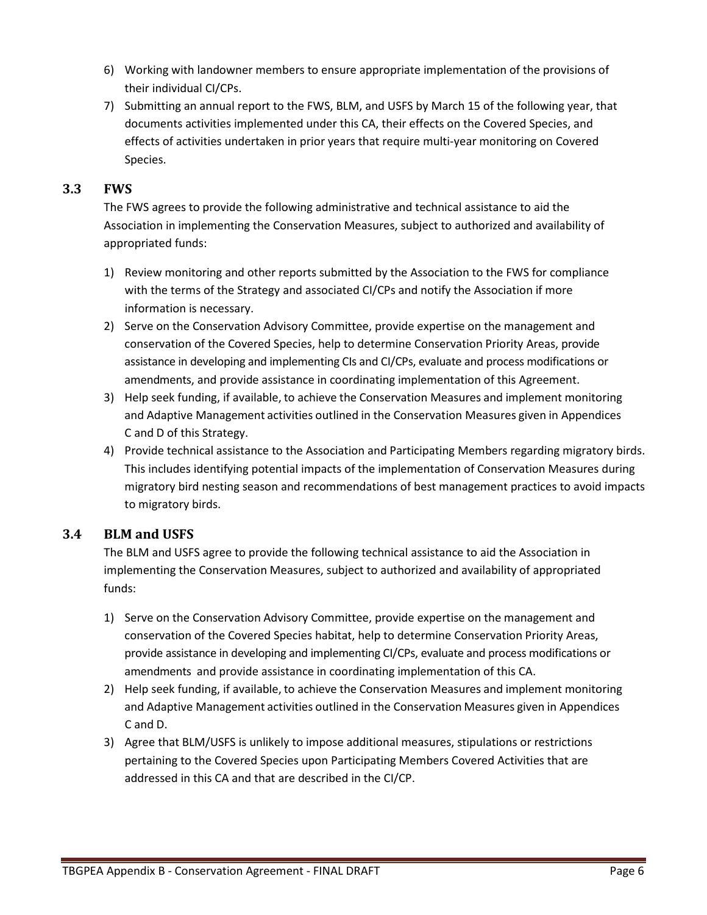6) Working with landowner members to ensure appropriate implementation of the provisions of their individual CI/CPs.
7) Submitting an annual report to the FWS, BLM, and USFS by March 15 of the following year, that documents activities implemented under this CA, their effects on the Covered Species, and effects of activities undertaken in prior years that require multi-year monitoring on Covered Species.

### 3.3 FWS

The FWS agrees to provide the following administrative and technical assistance to aid the Association in implementing the Conservation Measures, subject to authorized and availability of appropriated funds:

1) Review monitoring and other reports submitted by the Association to the FWS for compliance with the terms of the Strategy and associated CI/CPs and notify the Association if more information is necessary.
2) Serve on the Conservation Advisory Committee, provide expertise on the management and conservation of the Covered Species, help to determine Conservation Priority Areas, provide assistance in developing and implementing CIs and CI/CPs, evaluate and process modifications or amendments, and provide assistance in coordinating implementation of this Agreement.
3) Help seek funding, if available, to achieve the Conservation Measures and implement monitoring and Adaptive Management activities outlined in the Conservation Measures given in Appendices C and D of this Strategy.
4) Provide technical assistance to the Association and Participating Members regarding migratory birds. This includes identifying potential impacts of the implementation of Conservation Measures during migratory bird nesting season and recommendations of best management practices to avoid impacts to migratory birds.

### 3.4 BLM and USFS

The BLM and USFS agree to provide the following technical assistance to aid the Association in implementing the Conservation Measures, subject to authorized and availability of appropriated funds:

1) Serve on the Conservation Advisory Committee, provide expertise on the management and conservation of the Covered Species habitat, help to determine Conservation Priority Areas, provide assistance in developing and implementing CI/CPs, evaluate and process modifications or amendments and provide assistance in coordinating implementation of this CA.
2) Help seek funding, if available, to achieve the Conservation Measures and implement monitoring and Adaptive Management activities outlined in the Conservation Measures given in Appendices C and D.
3) Agree that BLM/USFS is unlikely to impose additional measures, stipulations or restrictions pertaining to the Covered Species upon Participating Members Covered Activities that are addressed in this CA and that are described in the CI/CP.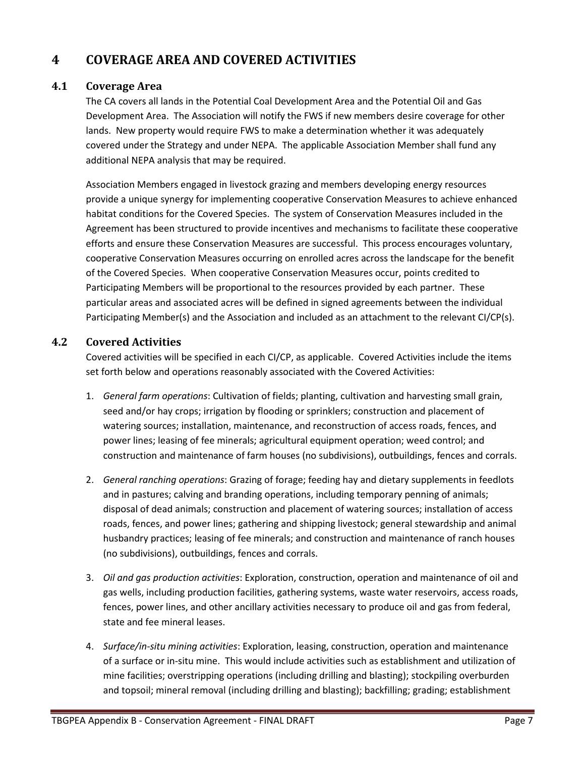# 4 COVERAGE AREA AND COVERED ACTIVITIES

## 4.1 Coverage Area

The CA covers all lands in the Potential Coal Development Area and the Potential Oil and Gas Development Area. The Association will notify the FWS if new members desire coverage for other lands. New property would require FWS to make a determination whether it was adequately covered under the Strategy and under NEPA. The applicable Association Member shall fund any additional NEPA analysis that may be required.

Association Members engaged in livestock grazing and members developing energy resources provide a unique synergy for implementing cooperative Conservation Measures to achieve enhanced habitat conditions for the Covered Species. The system of Conservation Measures included in the Agreement has been structured to provide incentives and mechanisms to facilitate these cooperative efforts and ensure these Conservation Measures are successful. This process encourages voluntary, cooperative Conservation Measures occurring on enrolled acres across the landscape for the benefit of the Covered Species. When cooperative Conservation Measures occur, points credited to Participating Members will be proportional to the resources provided by each partner. These particular areas and associated acres will be defined in signed agreements between the individual Participating Member(s) and the Association and included as an attachment to the relevant CI/CP(s).

## 4.2 Covered Activities

Covered activities will be specified in each CI/CP, as applicable. Covered Activities include the items set forth below and operations reasonably associated with the Covered Activities:

1. *General farm operations*: Cultivation of fields; planting, cultivation and harvesting small grain, seed and/or hay crops; irrigation by flooding or sprinklers; construction and placement of watering sources; installation, maintenance, and reconstruction of access roads, fences, and power lines; leasing of fee minerals; agricultural equipment operation; weed control; and construction and maintenance of farm houses (no subdivisions), outbuildings, fences and corrals.

2. *General ranching operations*: Grazing of forage; feeding hay and dietary supplements in feedlots and in pastures; calving and branding operations, including temporary penning of animals; disposal of dead animals; construction and placement of watering sources; installation of access roads, fences, and power lines; gathering and shipping livestock; general stewardship and animal husbandry practices; leasing of fee minerals; and construction and maintenance of ranch houses (no subdivisions), outbuildings, fences and corrals.

3. *Oil and gas production activities*: Exploration, construction, operation and maintenance of oil and gas wells, including production facilities, gathering systems, waste water reservoirs, access roads, fences, power lines, and other ancillary activities necessary to produce oil and gas from federal, state and fee mineral leases.

4. *Surface/in-situ mining activities*: Exploration, leasing, construction, operation and maintenance of a surface or in-situ mine. This would include activities such as establishment and utilization of mine facilities; overstripping operations (including drilling and blasting); stockpiling overburden and topsoil; mineral removal (including drilling and blasting); backfilling; grading; establishment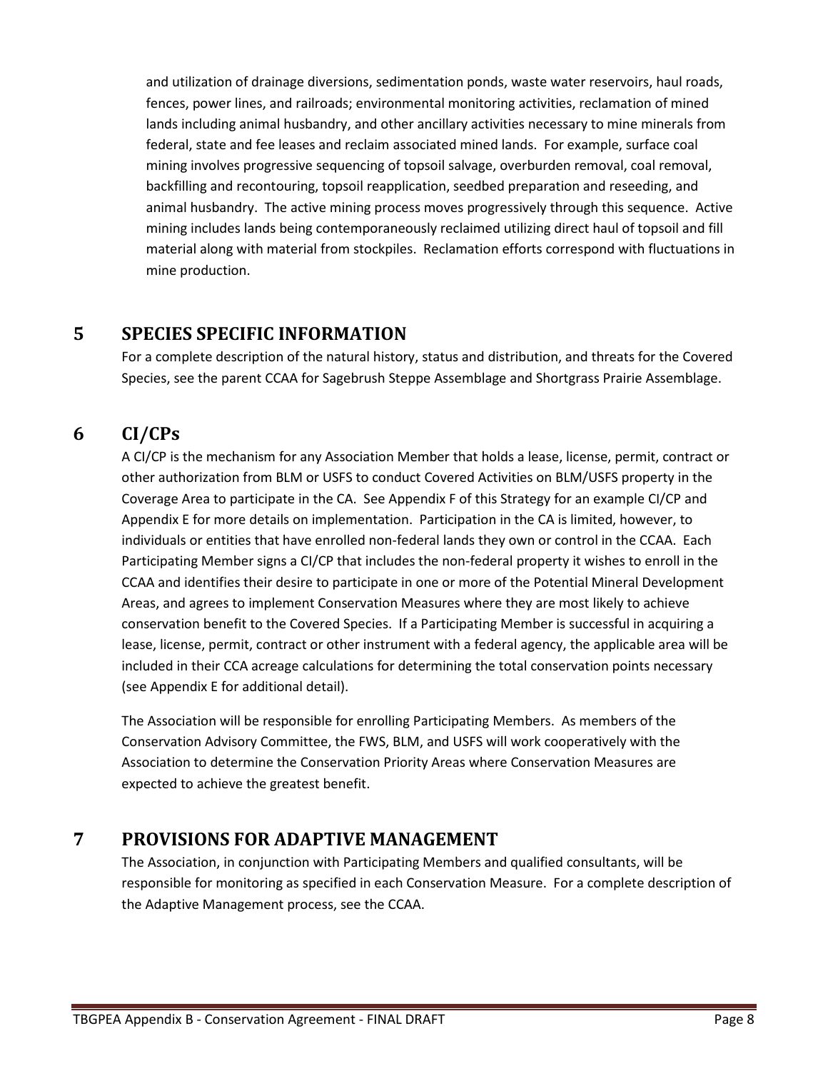and utilization of drainage diversions, sedimentation ponds, waste water reservoirs, haul roads, fences, power lines, and railroads; environmental monitoring activities, reclamation of mined lands including animal husbandry, and other ancillary activities necessary to mine minerals from federal, state and fee leases and reclaim associated mined lands. For example, surface coal mining involves progressive sequencing of topsoil salvage, overburden removal, coal removal, backfilling and recontouring, topsoil reapplication, seedbed preparation and reseeding, and animal husbandry. The active mining process moves progressively through this sequence. Active mining includes lands being contemporaneously reclaimed utilizing direct haul of topsoil and fill material along with material from stockpiles. Reclamation efforts correspond with fluctuations in mine production.

# 5 SPECIES SPECIFIC INFORMATION

For a complete description of the natural history, status and distribution, and threats for the Covered Species, see the parent CCAA for Sagebrush Steppe Assemblage and Shortgrass Prairie Assemblage.

# 6 CI/CPs

A CI/CP is the mechanism for any Association Member that holds a lease, license, permit, contract or other authorization from BLM or USFS to conduct Covered Activities on BLM/USFS property in the Coverage Area to participate in the CA. See Appendix F of this Strategy for an example CI/CP and Appendix E for more details on implementation. Participation in the CA is limited, however, to individuals or entities that have enrolled non-federal lands they own or control in the CCAA. Each Participating Member signs a CI/CP that includes the non-federal property it wishes to enroll in the CCAA and identifies their desire to participate in one or more of the Potential Mineral Development Areas, and agrees to implement Conservation Measures where they are most likely to achieve conservation benefit to the Covered Species. If a Participating Member is successful in acquiring a lease, license, permit, contract or other instrument with a federal agency, the applicable area will be included in their CCA acreage calculations for determining the total conservation points necessary (see Appendix E for additional detail).

The Association will be responsible for enrolling Participating Members. As members of the Conservation Advisory Committee, the FWS, BLM, and USFS will work cooperatively with the Association to determine the Conservation Priority Areas where Conservation Measures are expected to achieve the greatest benefit.

# 7 PROVISIONS FOR ADAPTIVE MANAGEMENT

The Association, in conjunction with Participating Members and qualified consultants, will be responsible for monitoring as specified in each Conservation Measure. For a complete description of the Adaptive Management process, see the CCAA.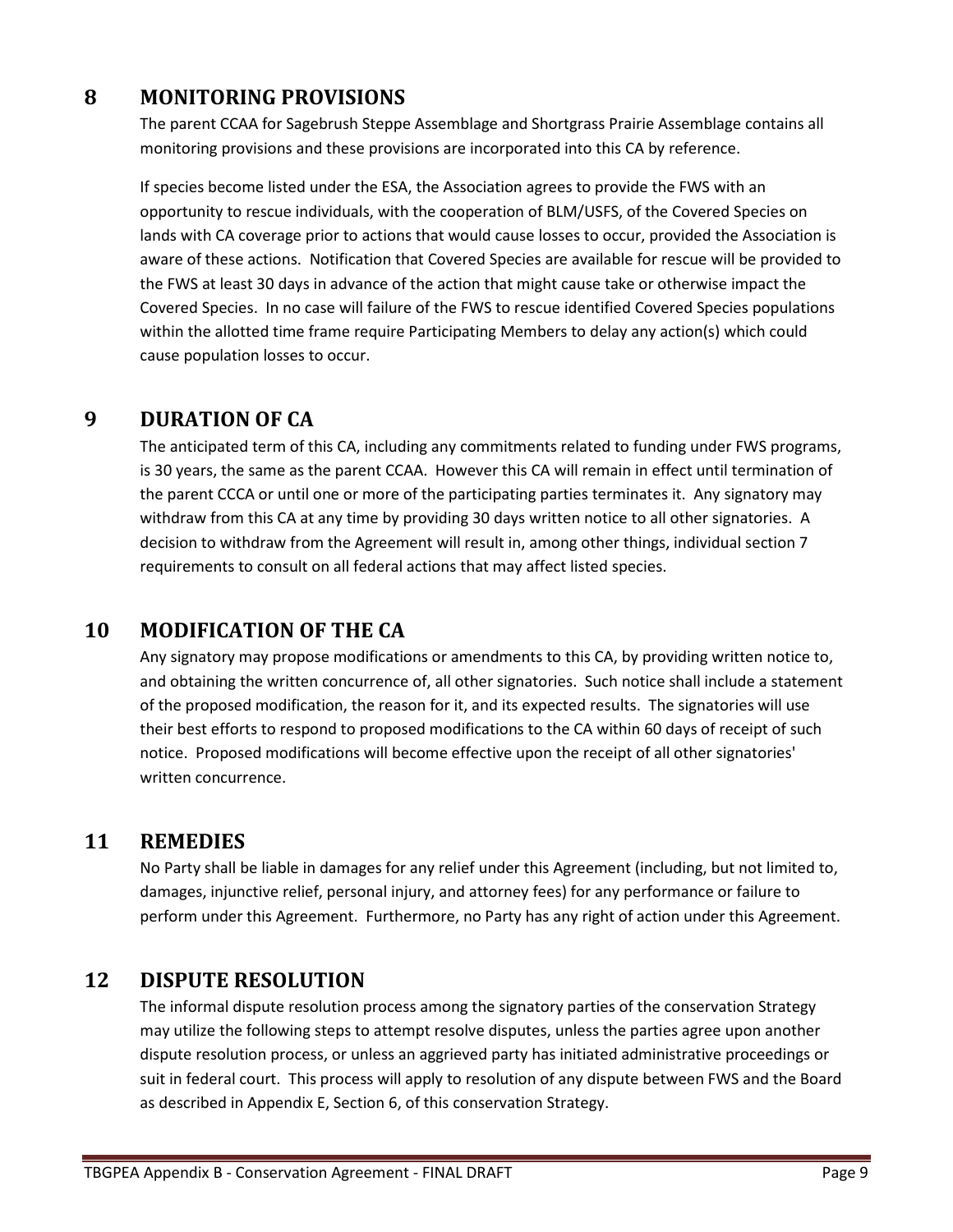# 8 MONITORING PROVISIONS

The parent CCAA for Sagebrush Steppe Assemblage and Shortgrass Prairie Assemblage contains all monitoring provisions and these provisions are incorporated into this CA by reference.

If species become listed under the ESA, the Association agrees to provide the FWS with an opportunity to rescue individuals, with the cooperation of BLM/USFS, of the Covered Species on lands with CA coverage prior to actions that would cause losses to occur, provided the Association is aware of these actions. Notification that Covered Species are available for rescue will be provided to the FWS at least 30 days in advance of the action that might cause take or otherwise impact the Covered Species. In no case will failure of the FWS to rescue identified Covered Species populations within the allotted time frame require Participating Members to delay any action(s) which could cause population losses to occur.

# 9 DURATION OF CA

The anticipated term of this CA, including any commitments related to funding under FWS programs, is 30 years, the same as the parent CCAA. However this CA will remain in effect until termination of the parent CCCA or until one or more of the participating parties terminates it. Any signatory may withdraw from this CA at any time by providing 30 days written notice to all other signatories. A decision to withdraw from the Agreement will result in, among other things, individual section 7 requirements to consult on all federal actions that may affect listed species.

# 10 MODIFICATION OF THE CA

Any signatory may propose modifications or amendments to this CA, by providing written notice to, and obtaining the written concurrence of, all other signatories. Such notice shall include a statement of the proposed modification, the reason for it, and its expected results. The signatories will use their best efforts to respond to proposed modifications to the CA within 60 days of receipt of such notice. Proposed modifications will become effective upon the receipt of all other signatories' written concurrence.

# 11 REMEDIES

No Party shall be liable in damages for any relief under this Agreement (including, but not limited to, damages, injunctive relief, personal injury, and attorney fees) for any performance or failure to perform under this Agreement. Furthermore, no Party has any right of action under this Agreement.

# 12 DISPUTE RESOLUTION

The informal dispute resolution process among the signatory parties of the conservation Strategy may utilize the following steps to attempt resolve disputes, unless the parties agree upon another dispute resolution process, or unless an aggrieved party has initiated administrative proceedings or suit in federal court. This process will apply to resolution of any dispute between FWS and the Board as described in Appendix E, Section 6, of this conservation Strategy.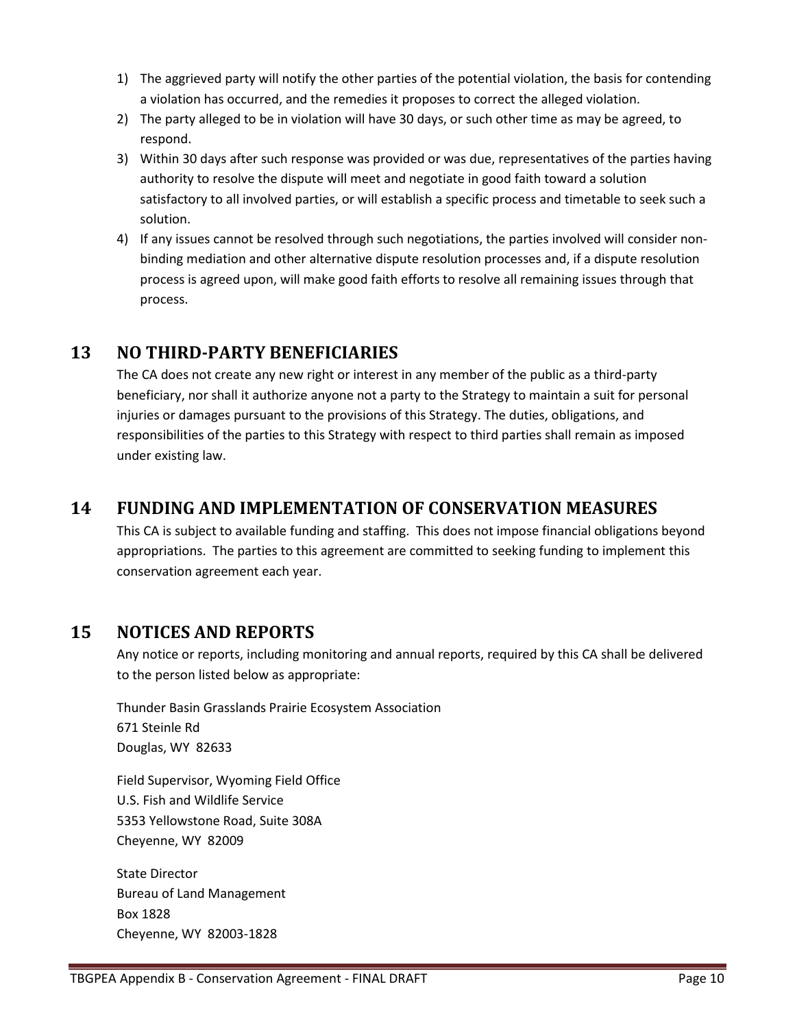1) The aggrieved party will notify the other parties of the potential violation, the basis for contending a violation has occurred, and the remedies it proposes to correct the alleged violation.
2) The party alleged to be in violation will have 30 days, or such other time as may be agreed, to respond.
3) Within 30 days after such response was provided or was due, representatives of the parties having authority to resolve the dispute will meet and negotiate in good faith toward a solution satisfactory to all involved parties, or will establish a specific process and timetable to seek such a solution.
4) If any issues cannot be resolved through such negotiations, the parties involved will consider non-binding mediation and other alternative dispute resolution processes and, if a dispute resolution process is agreed upon, will make good faith efforts to resolve all remaining issues through that process.

# 13 NO THIRD-PARTY BENEFICIARIES

The CA does not create any new right or interest in any member of the public as a third-party beneficiary, nor shall it authorize anyone not a party to the Strategy to maintain a suit for personal injuries or damages pursuant to the provisions of this Strategy. The duties, obligations, and responsibilities of the parties to this Strategy with respect to third parties shall remain as imposed under existing law.

# 14 FUNDING AND IMPLEMENTATION OF CONSERVATION MEASURES

This CA is subject to available funding and staffing. This does not impose financial obligations beyond appropriations. The parties to this agreement are committed to seeking funding to implement this conservation agreement each year.

# 15 NOTICES AND REPORTS

Any notice or reports, including monitoring and annual reports, required by this CA shall be delivered to the person listed below as appropriate:

Thunder Basin Grasslands Prairie Ecosystem Association
671 Steinle Rd
Douglas, WY 82633

Field Supervisor, Wyoming Field Office
U.S. Fish and Wildlife Service
5353 Yellowstone Road, Suite 308A
Cheyenne, WY 82009

State Director
Bureau of Land Management
Box 1828
Cheyenne, WY 82003-1828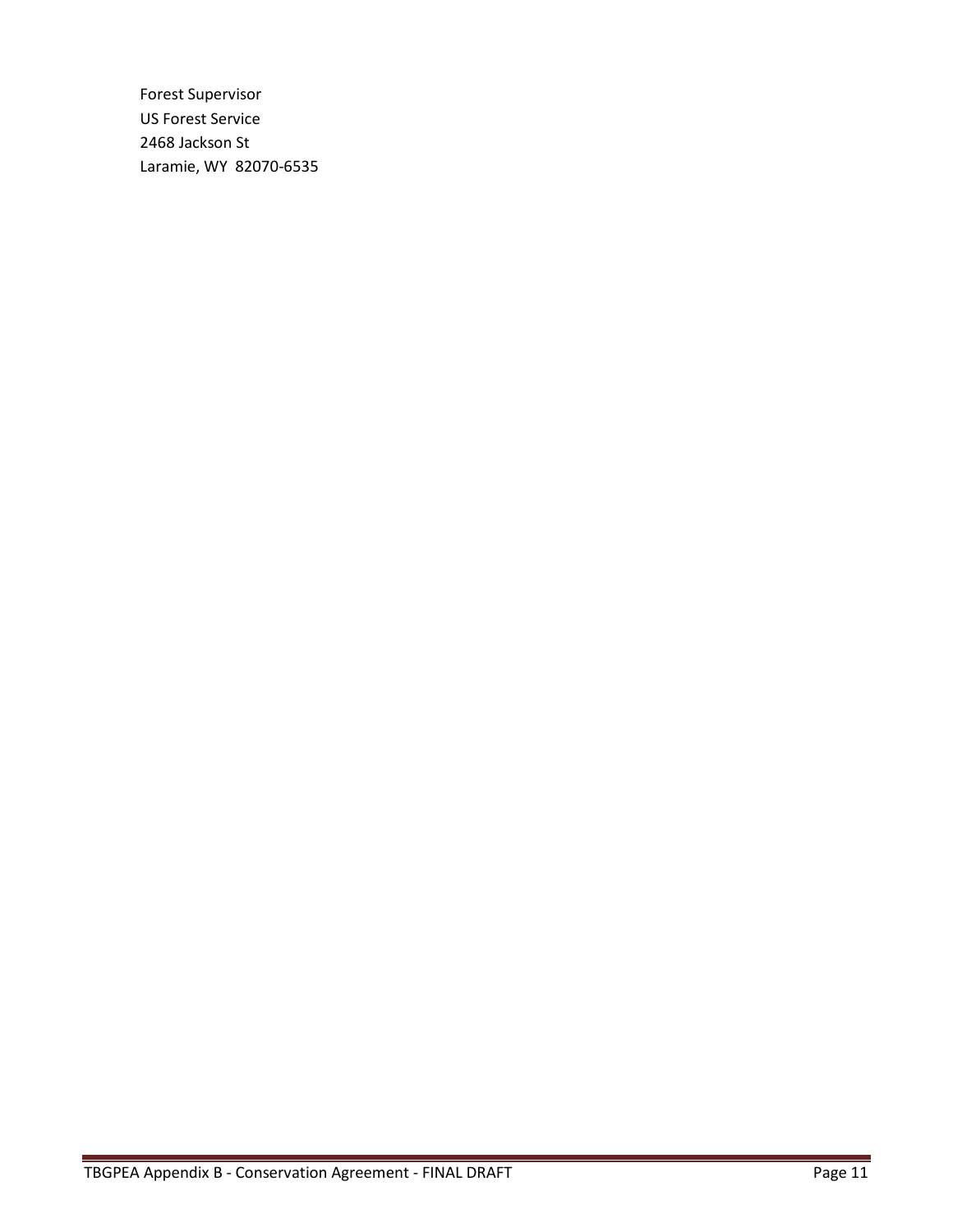Forest Supervisor
US Forest Service
2468 Jackson St
Laramie, WY  82070-6535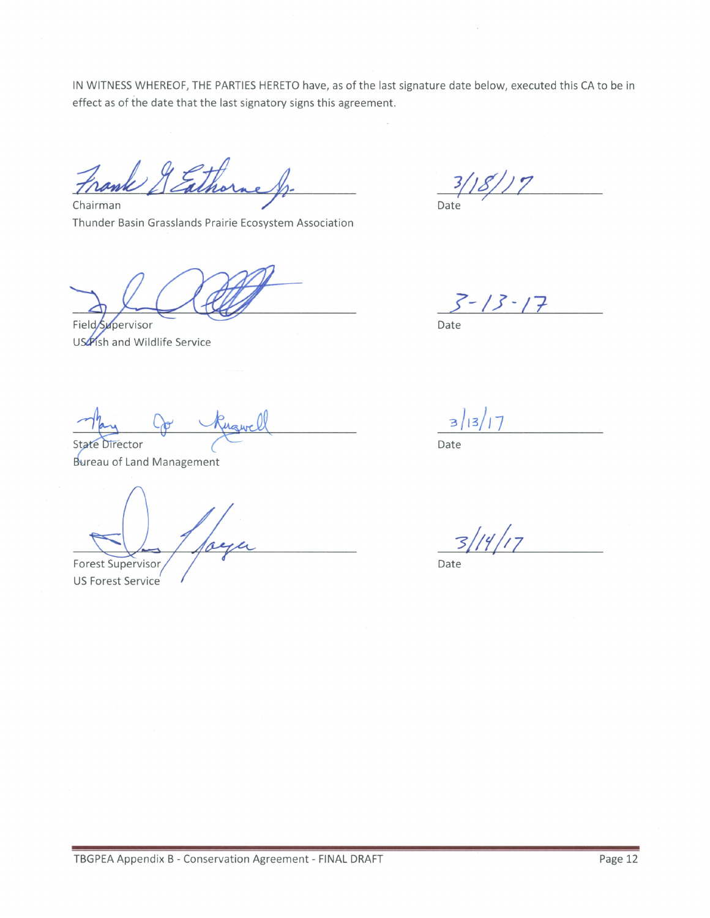IN WITNESS WHEREOF, THE PARTIES HERETO have, as of the last signature date below, executed this CA to be in effect as of the date that the last signatory signs this agreement.

Frank G. Eathorne Jr. 3/18/17

Chairman Date

Thunder Basin Grasslands Prairie Ecosystem Association

3-13-17

Field Supervisor Date

US Fish and Wildlife Service

Mary Jo Rugwell 3/13/17

State Director Date

Bureau of Land Management

3/14/17

Forest Supervisor Date

US Forest Service